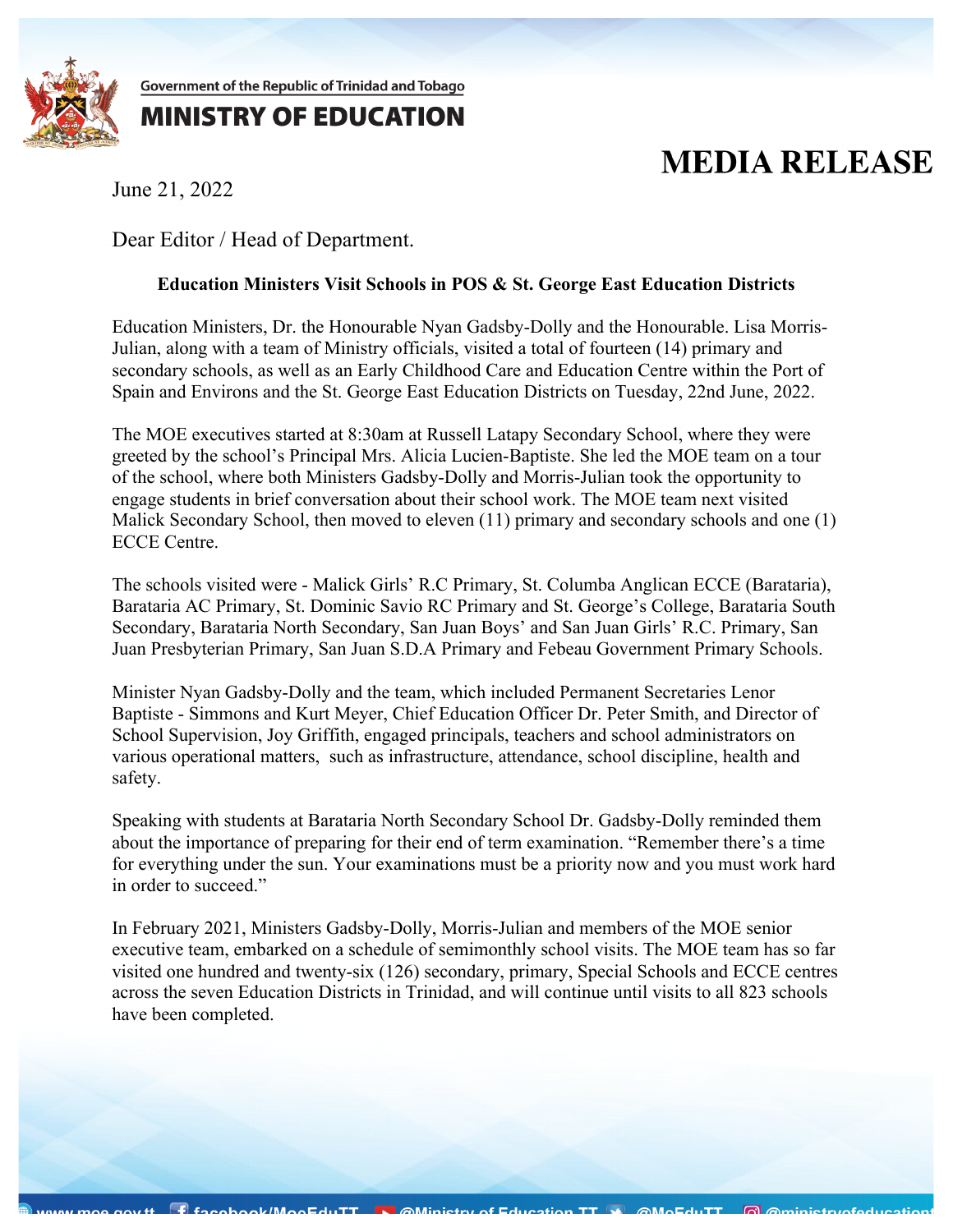Government of the Republic of Trinidad and Tobago

**MINISTRY OF EDUCATION**

# MEDIA RELEASE

June 21, 2022

Dear Editor / Head of Department.

**Education Ministers Visit Schools in POS & St. George East Education Districts**

Education Ministers, Dr. the Honourable Nyan Gadsby-Dolly and the Honourable. Lisa Morris-Julian, along with a team of Ministry officials, visited a total of fourteen (14) primary and secondary schools, as well as an Early Childhood Care and Education Centre within the Port of Spain and Environs and the St. George East Education Districts on Tuesday, 22nd June, 2022.

The MOE executives started at 8:30am at Russell Latapy Secondary School, where they were greeted by the school's Principal Mrs. Alicia Lucien-Baptiste. She led the MOE team on a tour of the school, where both Ministers Gadsby-Dolly and Morris-Julian took the opportunity to engage students in brief conversation about their school work. The MOE team next visited Malick Secondary School, then moved to eleven (11) primary and secondary schools and one (1) ECCE Centre.

The schools visited were - Malick Girls' R.C Primary, St. Columba Anglican ECCE (Barataria), Barataria AC Primary, St. Dominic Savio RC Primary and St. George's College, Barataria South Secondary, Barataria North Secondary, San Juan Boys' and San Juan Girls' R.C. Primary, San Juan Presbyterian Primary, San Juan S.D.A Primary and Febeau Government Primary Schools.

Minister Nyan Gadsby-Dolly and the team, which included Permanent Secretaries Lenor Baptiste - Simmons and Kurt Meyer, Chief Education Officer Dr. Peter Smith, and Director of School Supervision, Joy Griffith, engaged principals, teachers and school administrators on various operational matters, such as infrastructure, attendance, school discipline, health and safety.

Speaking with students at Barataria North Secondary School Dr. Gadsby-Dolly reminded them about the importance of preparing for their end of term examination. "Remember there's a time for everything under the sun. Your examinations must be a priority now and you must work hard in order to succeed."

In February 2021, Ministers Gadsby-Dolly, Morris-Julian and members of the MOE senior executive team, embarked on a schedule of semimonthly school visits. The MOE team has so far visited one hundred and twenty-six (126) secondary, primary, Special Schools and ECCE centres across the seven Education Districts in Trinidad, and will continue until visits to all 823 schools have been completed.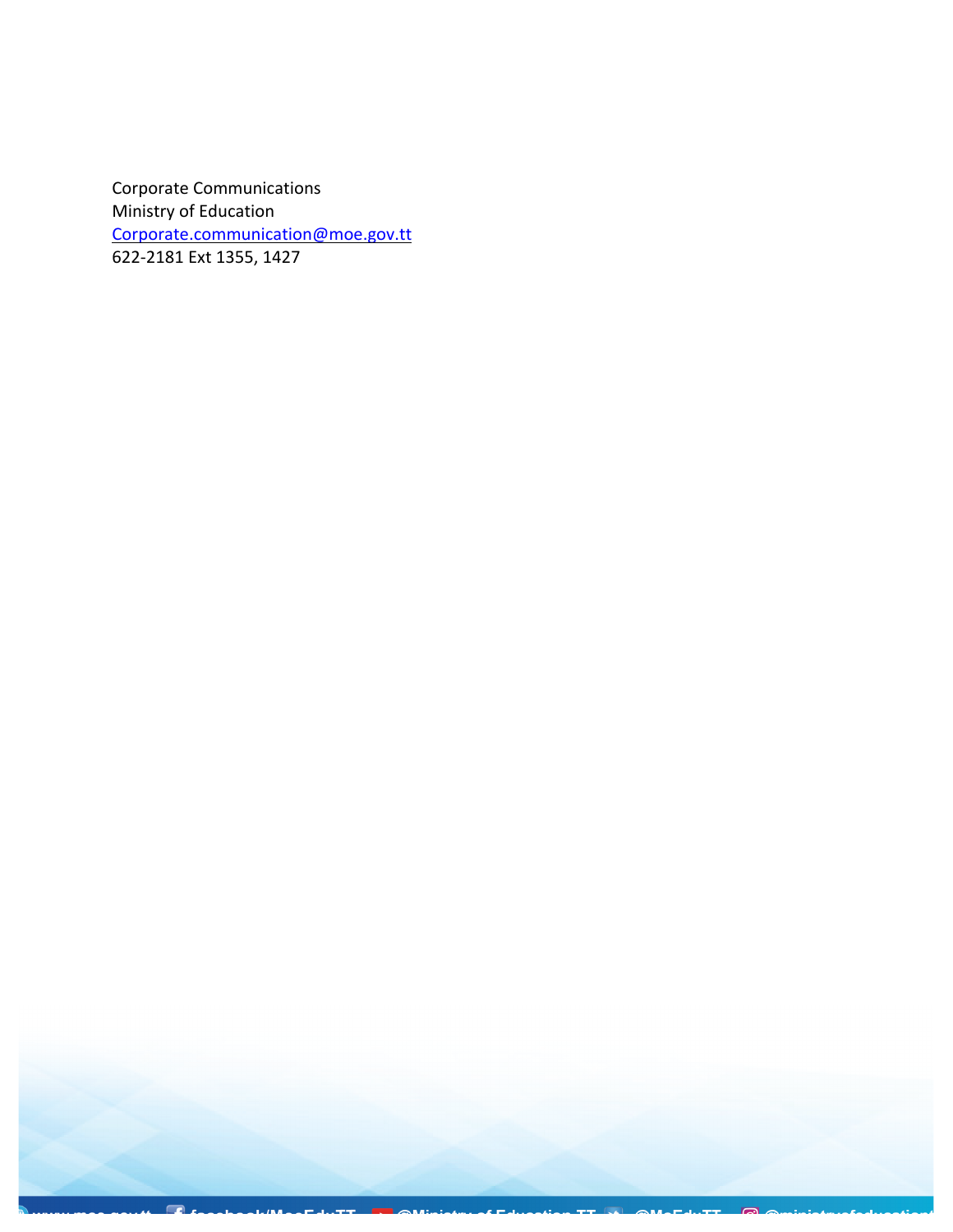Corporate Communications
Ministry of Education
Corporate.communication@moe.gov.tt
622-2181 Ext 1355, 1427